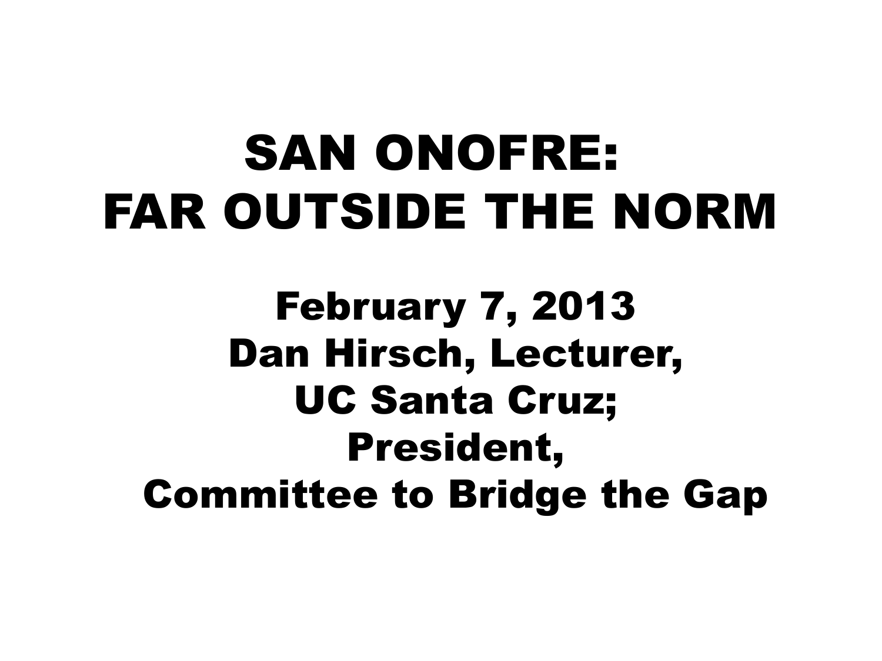# SAN ONOFRE: FAR OUTSIDE THE NORM

February 7, 2013
Dan Hirsch, Lecturer,
UC Santa Cruz;
President,
Committee to Bridge the Gap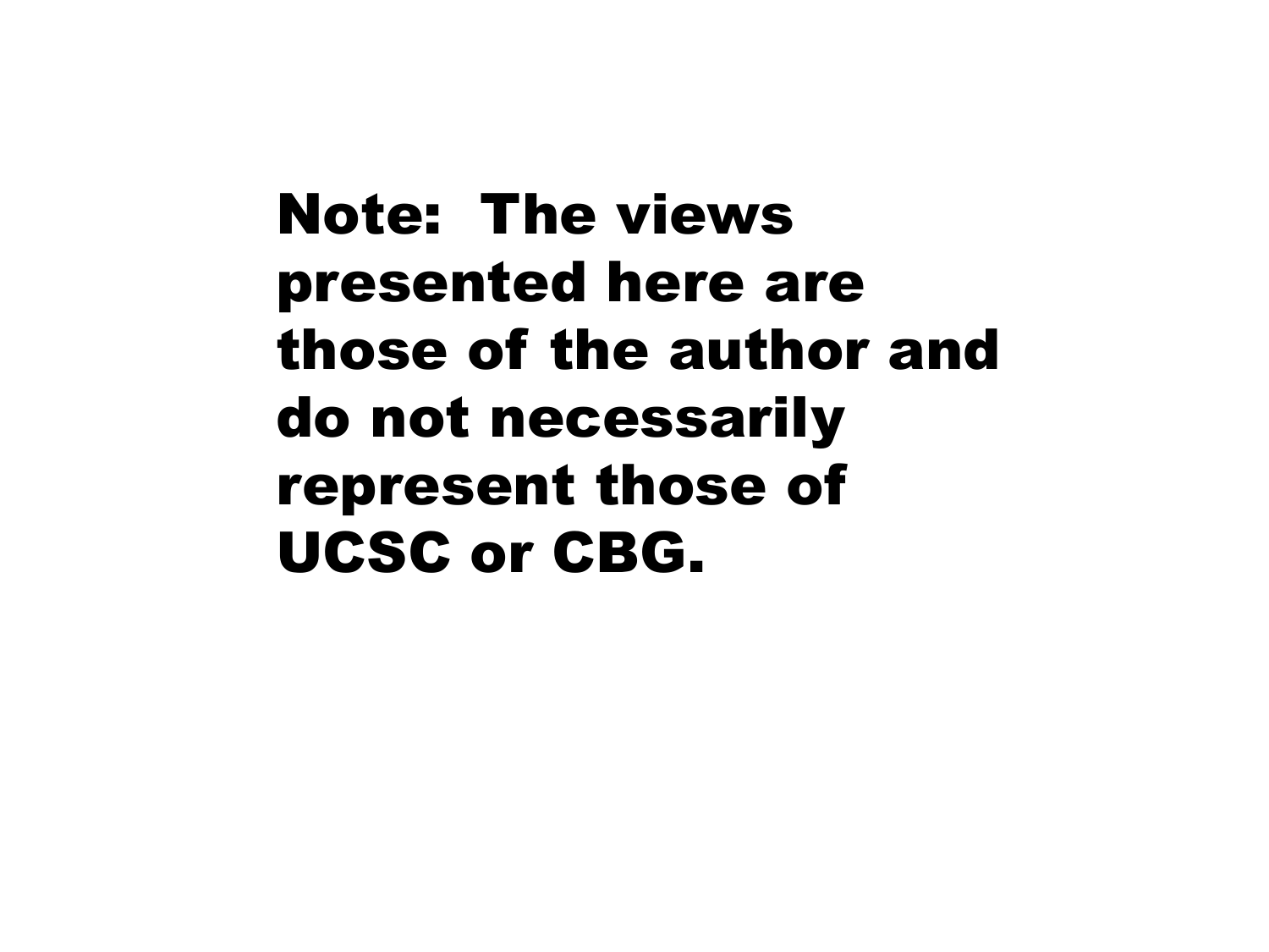**Note: The views presented here are those of the author and do not necessarily represent those of UCSC or CBG.**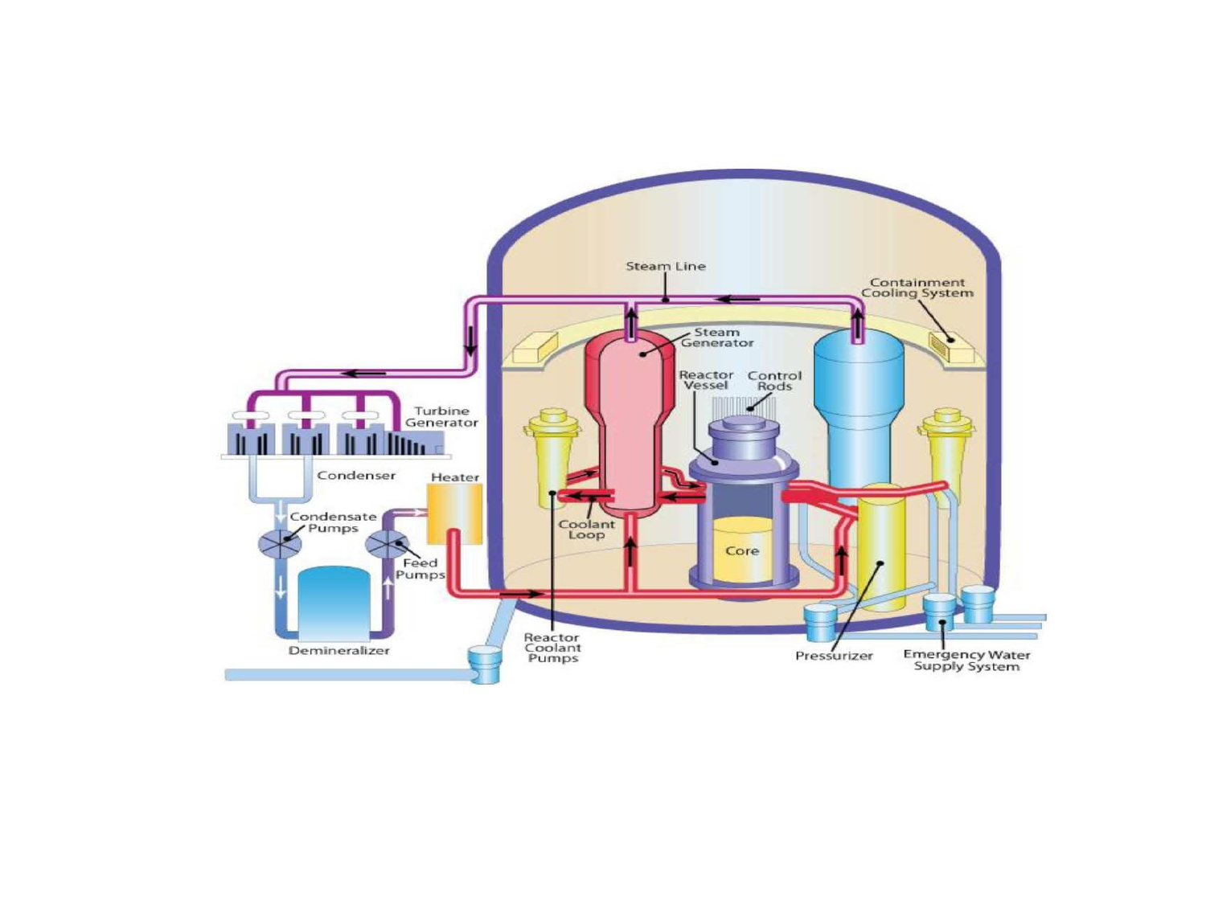Steam Line

Containment Cooling System

Steam Generator

Reactor Vessel

Control Rods

Turbine Generator

Condenser

Heater

Condensate Pumps

Feed Pumps

Coolant Loop

Core

Demineralizer

Reactor Coolant Pumps

Pressurizer

Emergency Water Supply System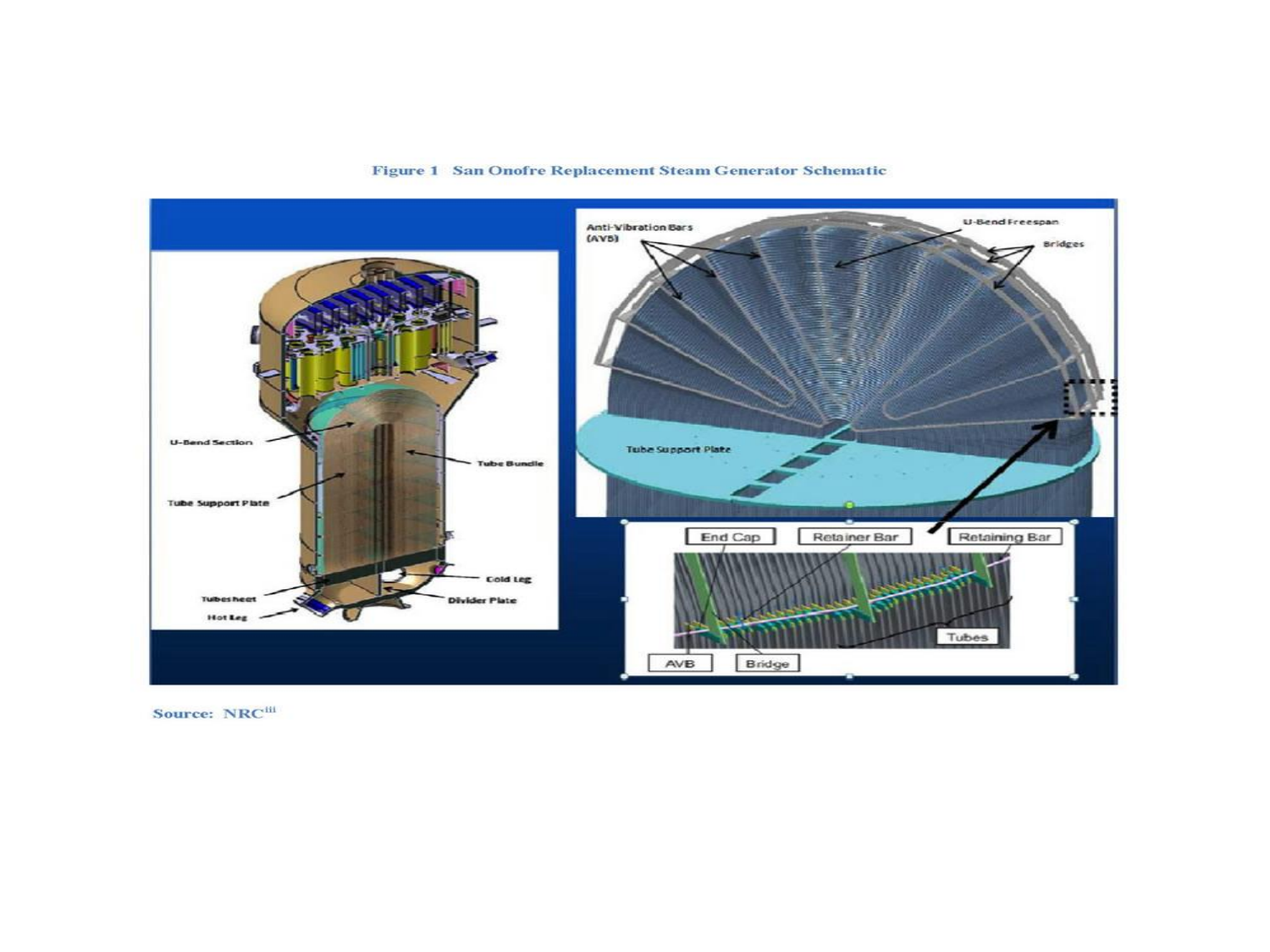**Figure 1 San Onofre Replacement Steam Generator Schematic**

Source: NRC[iii]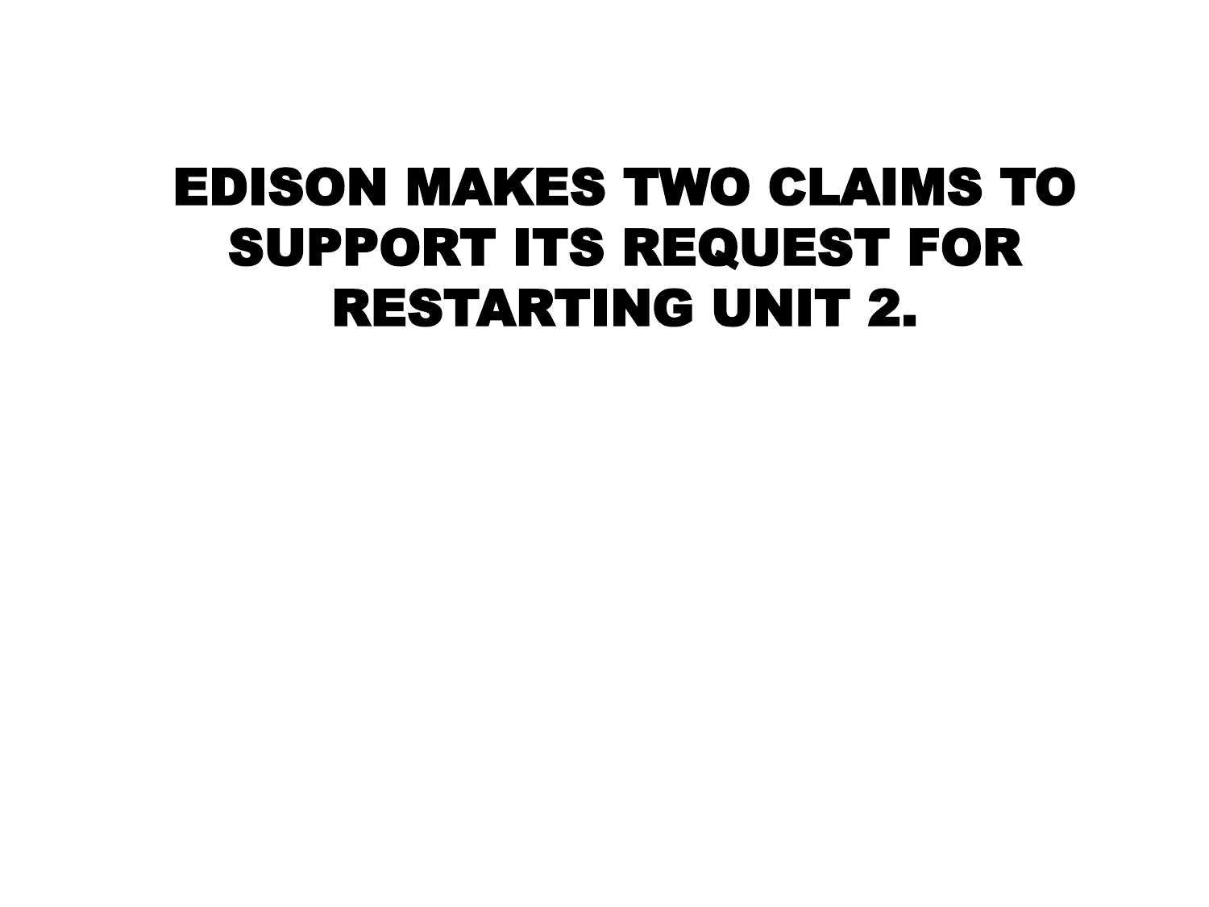# EDISON MAKES TWO CLAIMS TO SUPPORT ITS REQUEST FOR RESTARTING UNIT 2.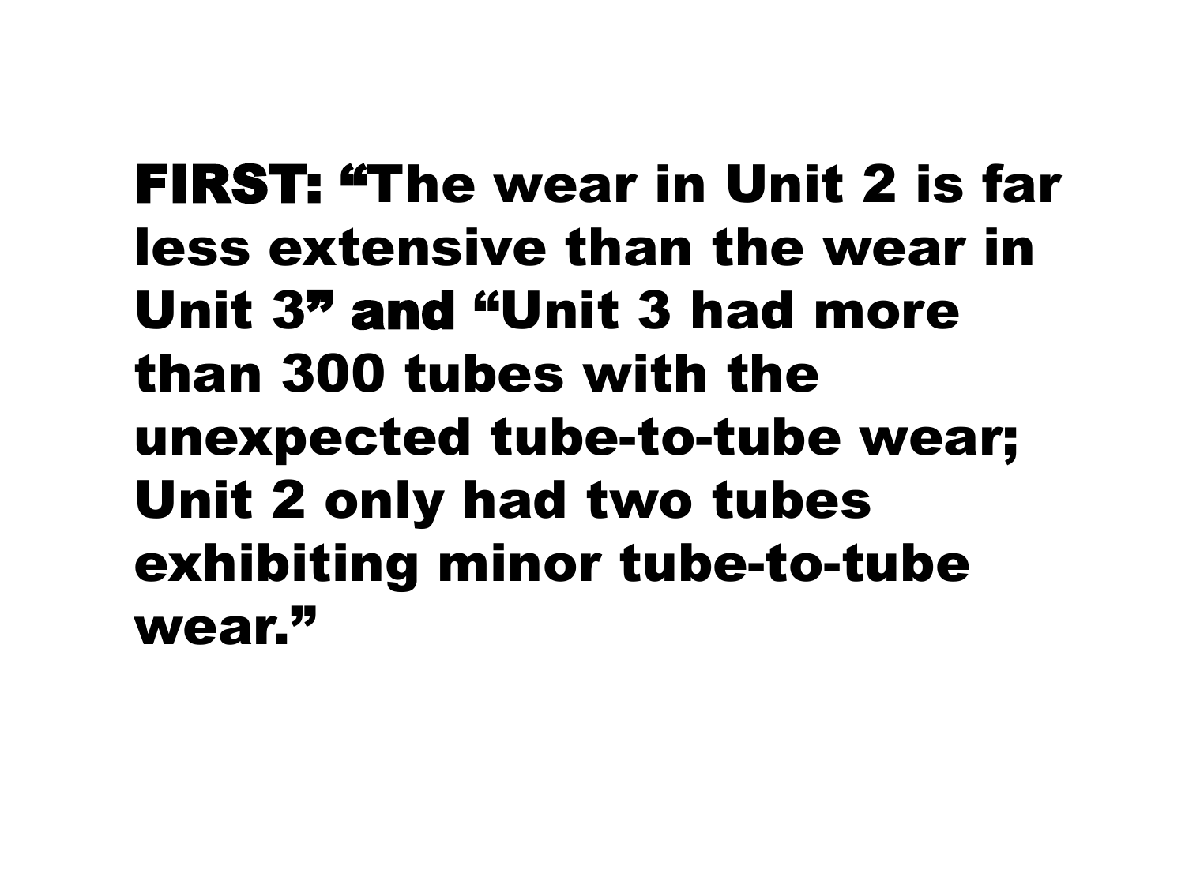**FIRST: "The wear in Unit 2 is far less extensive than the wear in Unit 3" and "Unit 3 had more than 300 tubes with the unexpected tube-to-tube wear; Unit 2 only had two tubes exhibiting minor tube-to-tube wear."**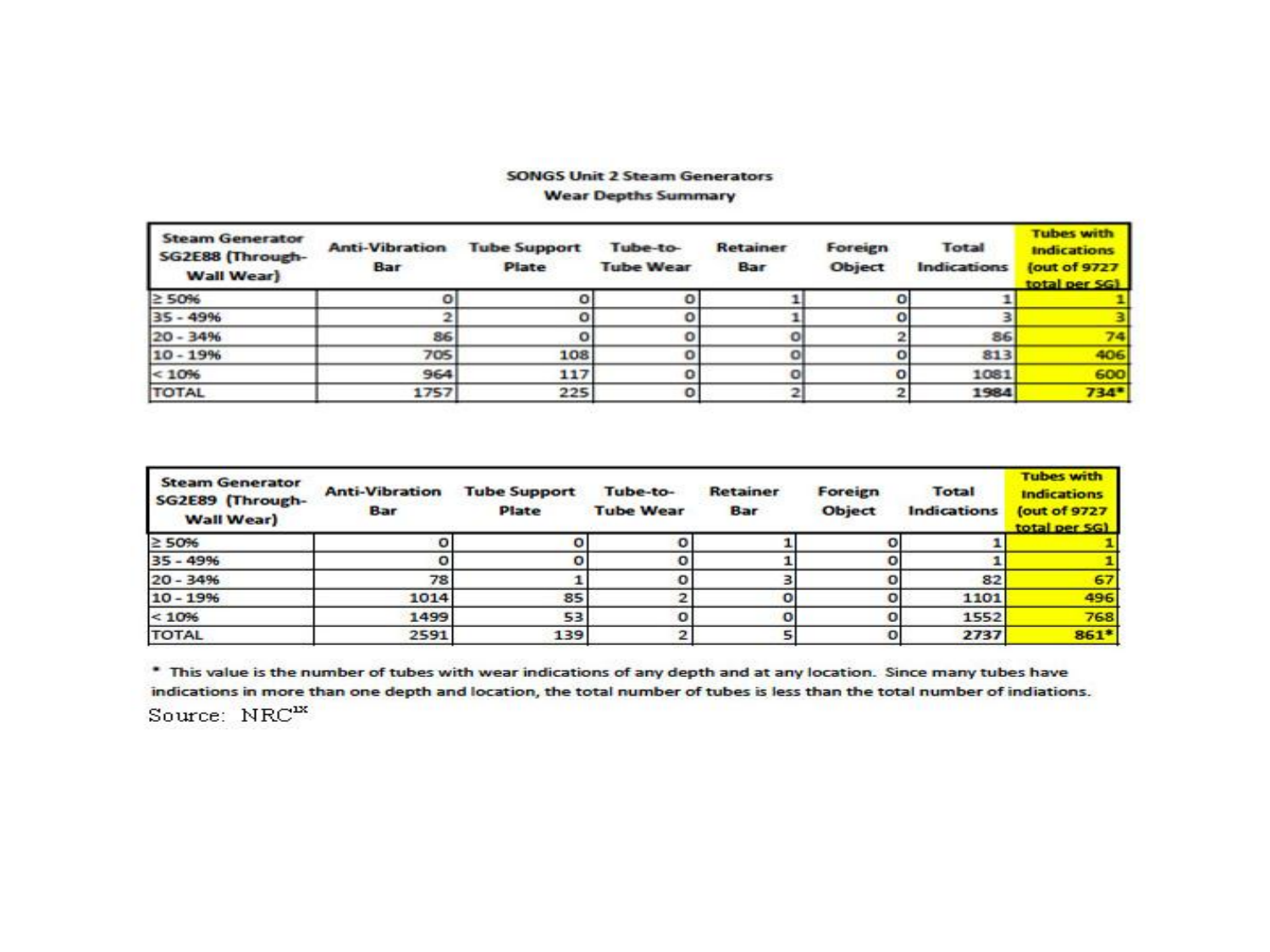**SONGS Unit 2 Steam Generators**
**Wear Depths Summary**

| Steam Generator SG2E88 (Through-Wall Wear) | Anti-Vibration Bar | Tube Support Plate | Tube-to-Tube Wear | Retainer Bar | Foreign Object | Total Indications | Tubes with Indications (out of 9727 total per SG) |
|---|---|---|---|---|---|---|---|
| ≥ 50% | 0 | 0 | 0 | 1 | 0 | 1 | 1 |
| 35 - 49% | 2 | 0 | 0 | 1 | 0 | 3 | 3 |
| 20 - 34% | 86 | 0 | 0 | 0 | 2 | 86 | 74 |
| 10 - 19% | 705 | 108 | 0 | 0 | 0 | 813 | 406 |
| < 10% | 964 | 117 | 0 | 0 | 0 | 1081 | 600 |
| TOTAL | 1757 | 225 | 0 | 2 | 2 | 1984 | 734* |

| Steam Generator SG2E89 (Through-Wall Wear) | Anti-Vibration Bar | Tube Support Plate | Tube-to-Tube Wear | Retainer Bar | Foreign Object | Total Indications | Tubes with Indications (out of 9727 total per SG) |
|---|---|---|---|---|---|---|---|
| ≥ 50% | 0 | 0 | 0 | 1 | 0 | 1 | 1 |
| 35 - 49% | 0 | 0 | 0 | 1 | 0 | 1 | 1 |
| 20 - 34% | 78 | 1 | 0 | 3 | 0 | 82 | 67 |
| 10 - 19% | 1014 | 85 | 2 | 0 | 0 | 1101 | 496 |
| < 10% | 1499 | 53 | 0 | 0 | 0 | 1552 | 768 |
| TOTAL | 2591 | 139 | 2 | 5 | 0 | 2737 | 861* |

\* This value is the number of tubes with wear indications of any depth and at any location. Since many tubes have indications in more than one depth and location, the total number of tubes is less than the total number of indiations.

Source: NRC[ix]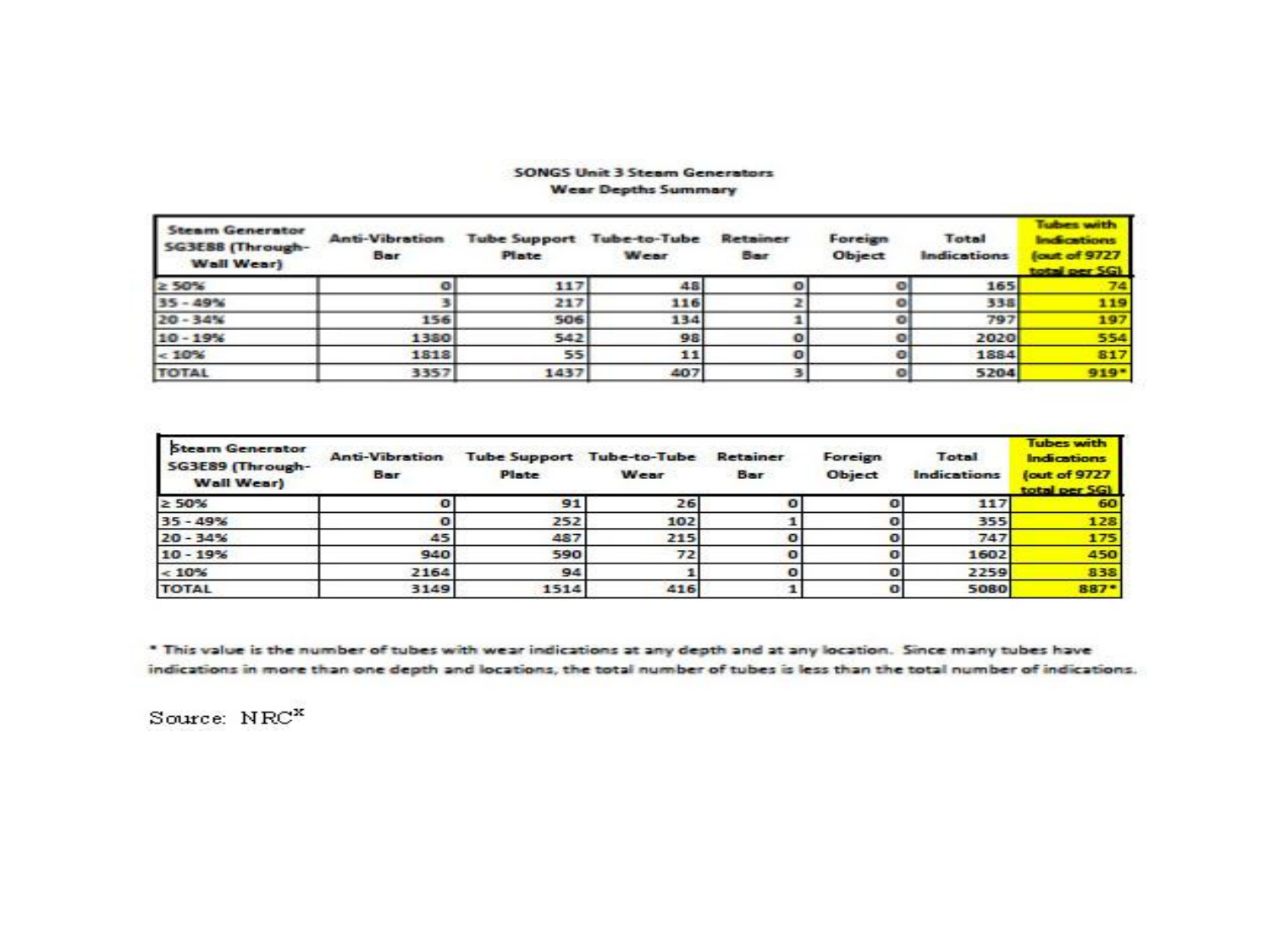**SONGS Unit 3 Steam Generators**
**Wear Depths Summary**

| Steam Generator SG3E88 (Through-Wall Wear) | Anti-Vibration Bar | Tube Support Plate | Tube-to-Tube Wear | Retainer Bar | Foreign Object | Total Indications | Tubes with Indications (out of 9727 total per SG) |
|---|---|---|---|---|---|---|---|
| ≥ 50% | 0 | 117 | 48 | 0 | 0 | 165 | 74 |
| 35 - 49% | 3 | 217 | 116 | 2 | 0 | 338 | 119 |
| 20 - 34% | 156 | 506 | 134 | 1 | 0 | 797 | 197 |
| 10 - 19% | 1380 | 542 | 98 | 0 | 0 | 2020 | 554 |
| < 10% | 1818 | 55 | 11 | 0 | 0 | 1884 | 817 |
| TOTAL | 3357 | 1437 | 407 | 3 | 0 | 5204 | 919* |

| Steam Generator SG3E89 (Through-Wall Wear) | Anti-Vibration Bar | Tube Support Plate | Tube-to-Tube Wear | Retainer Bar | Foreign Object | Total Indications | Tubes with Indications (out of 9727 total per SG) |
|---|---|---|---|---|---|---|---|
| ≥ 50% | 0 | 91 | 26 | 0 | 0 | 117 | 60 |
| 35 - 49% | 0 | 252 | 102 | 1 | 0 | 355 | 128 |
| 20 - 34% | 45 | 487 | 215 | 0 | 0 | 747 | 175 |
| 10 - 19% | 940 | 590 | 72 | 0 | 0 | 1602 | 450 |
| < 10% | 2164 | 94 | 1 | 0 | 0 | 2259 | 838 |
| TOTAL | 3149 | 1514 | 416 | 1 | 0 | 5080 | 887* |

* This value is the number of tubes with wear indications at any depth and at any location. Since many tubes have indications in more than one depth and locations, the total number of tubes is less than the total number of indications.

Source: NRC[x]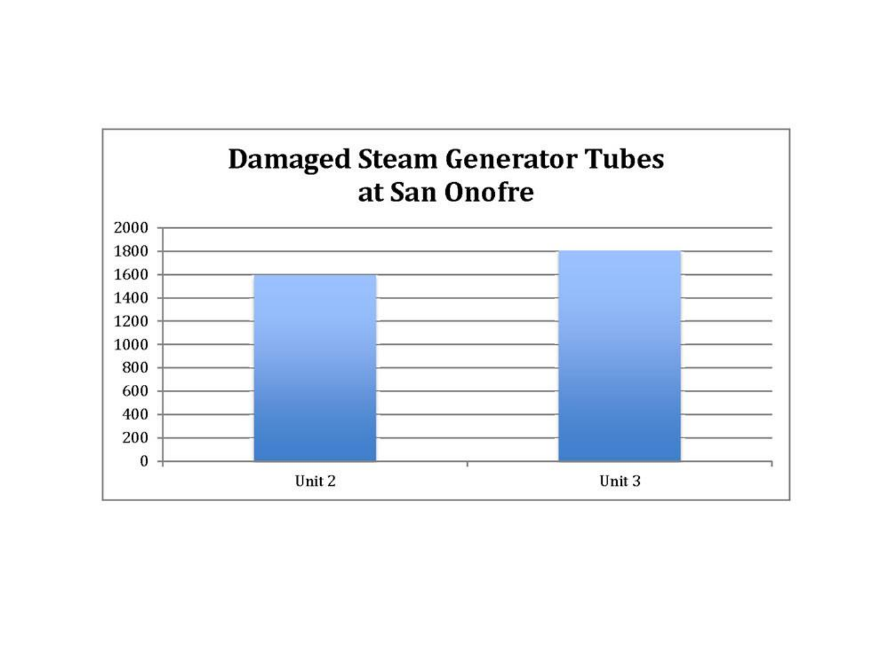**Damaged Steam Generator Tubes at San Onofre**

| Unit | Damaged Tubes |
| --- | --- |
| Unit 2 | 1600 |
| Unit 3 | 1800 |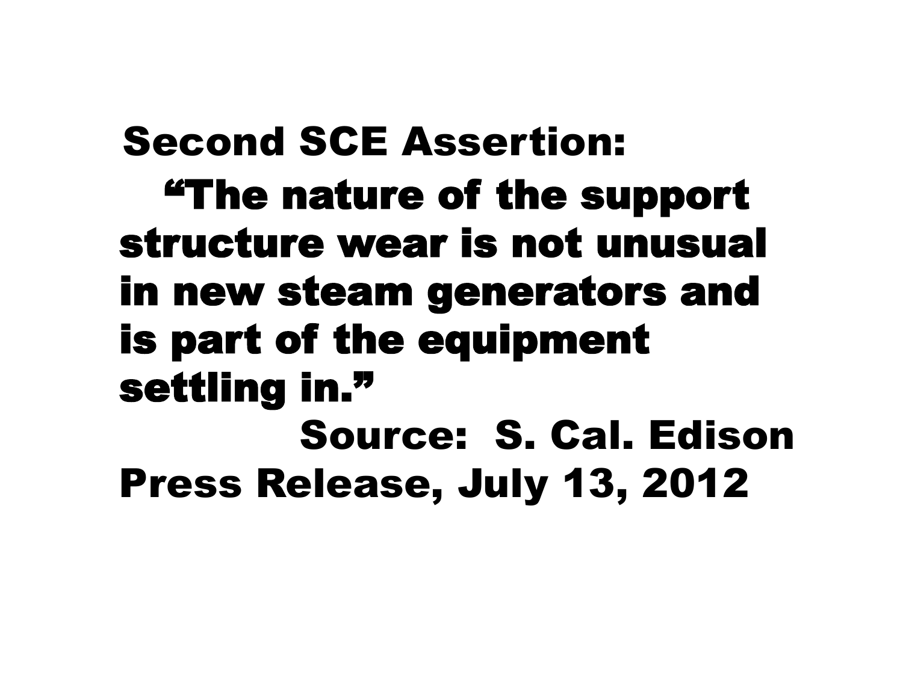## Second SCE Assertion:

**"The nature of the support structure wear is not unusual in new steam generators and is part of the equipment settling in."**

Source: S. Cal. Edison Press Release, July 13, 2012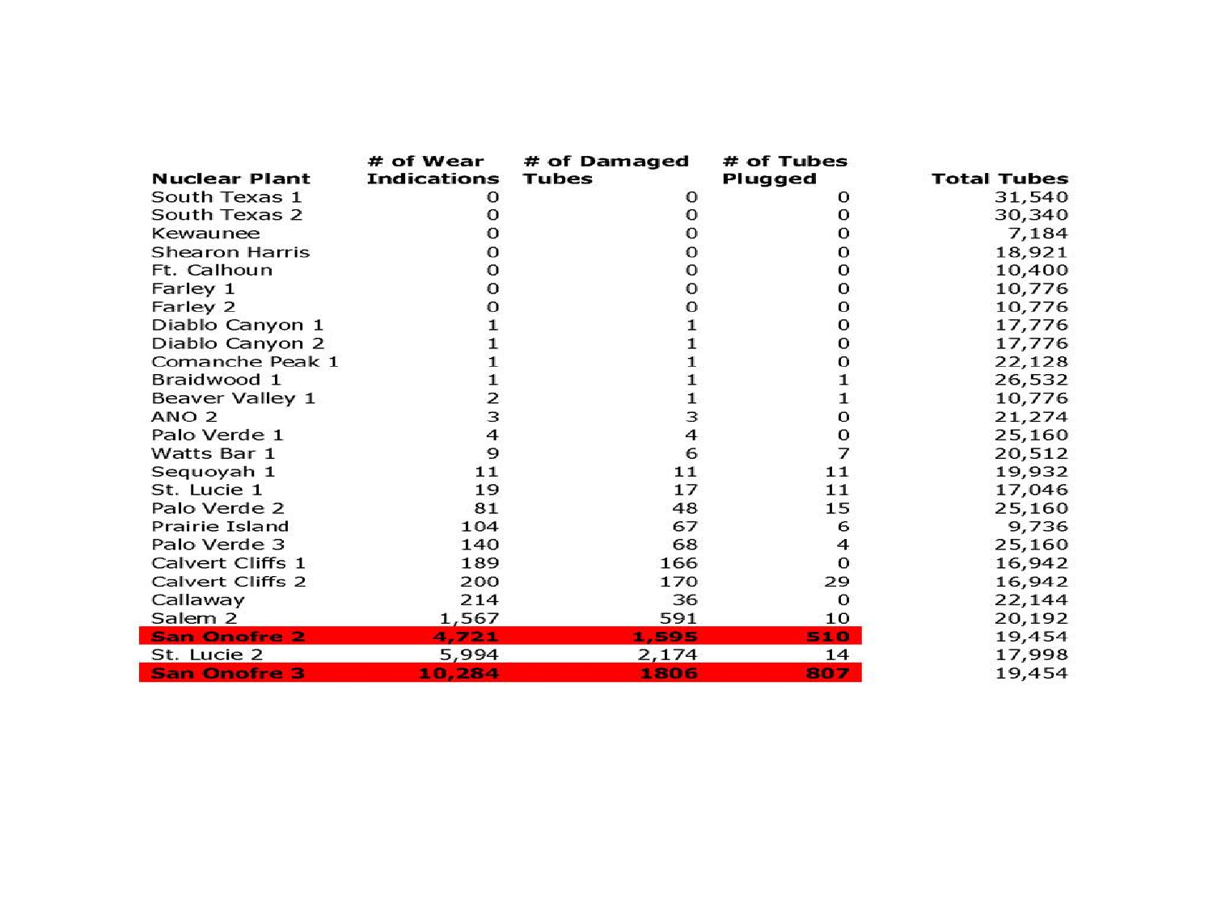| Nuclear Plant | # of Wear Indications | # of Damaged Tubes | # of Tubes Plugged | Total Tubes |
|---|---|---|---|---|
| South Texas 1 | 0 | 0 | 0 | 31,540 |
| South Texas 2 | 0 | 0 | 0 | 30,340 |
| Kewaunee | 0 | 0 | 0 | 7,184 |
| Shearon Harris | 0 | 0 | 0 | 18,921 |
| Ft. Calhoun | 0 | 0 | 0 | 10,400 |
| Farley 1 | 0 | 0 | 0 | 10,776 |
| Farley 2 | 0 | 0 | 0 | 10,776 |
| Diablo Canyon 1 | 1 | 1 | 0 | 17,776 |
| Diablo Canyon 2 | 1 | 1 | 0 | 17,776 |
| Comanche Peak 1 | 1 | 1 | 0 | 22,128 |
| Braidwood 1 | 1 | 1 | 1 | 26,532 |
| Beaver Valley 1 | 2 | 1 | 1 | 10,776 |
| ANO 2 | 3 | 3 | 0 | 21,274 |
| Palo Verde 1 | 4 | 4 | 0 | 25,160 |
| Watts Bar 1 | 9 | 6 | 7 | 20,512 |
| Sequoyah 1 | 11 | 11 | 11 | 19,932 |
| St. Lucie 1 | 19 | 17 | 11 | 17,046 |
| Palo Verde 2 | 81 | 48 | 15 | 25,160 |
| Prairie Island | 104 | 67 | 6 | 9,736 |
| Palo Verde 3 | 140 | 68 | 4 | 25,160 |
| Calvert Cliffs 1 | 189 | 166 | 0 | 16,942 |
| Calvert Cliffs 2 | 200 | 170 | 29 | 16,942 |
| Callaway | 214 | 36 | 0 | 22,144 |
| Salem 2 | 1,567 | 591 | 10 | 20,192 |
| **San Onofre 2** | **4,721** | **1,595** | **510** | 19,454 |
| St. Lucie 2 | 5,994 | 2,174 | 14 | 17,998 |
| **San Onofre 3** | **10,284** | **1806** | **807** | 19,454 |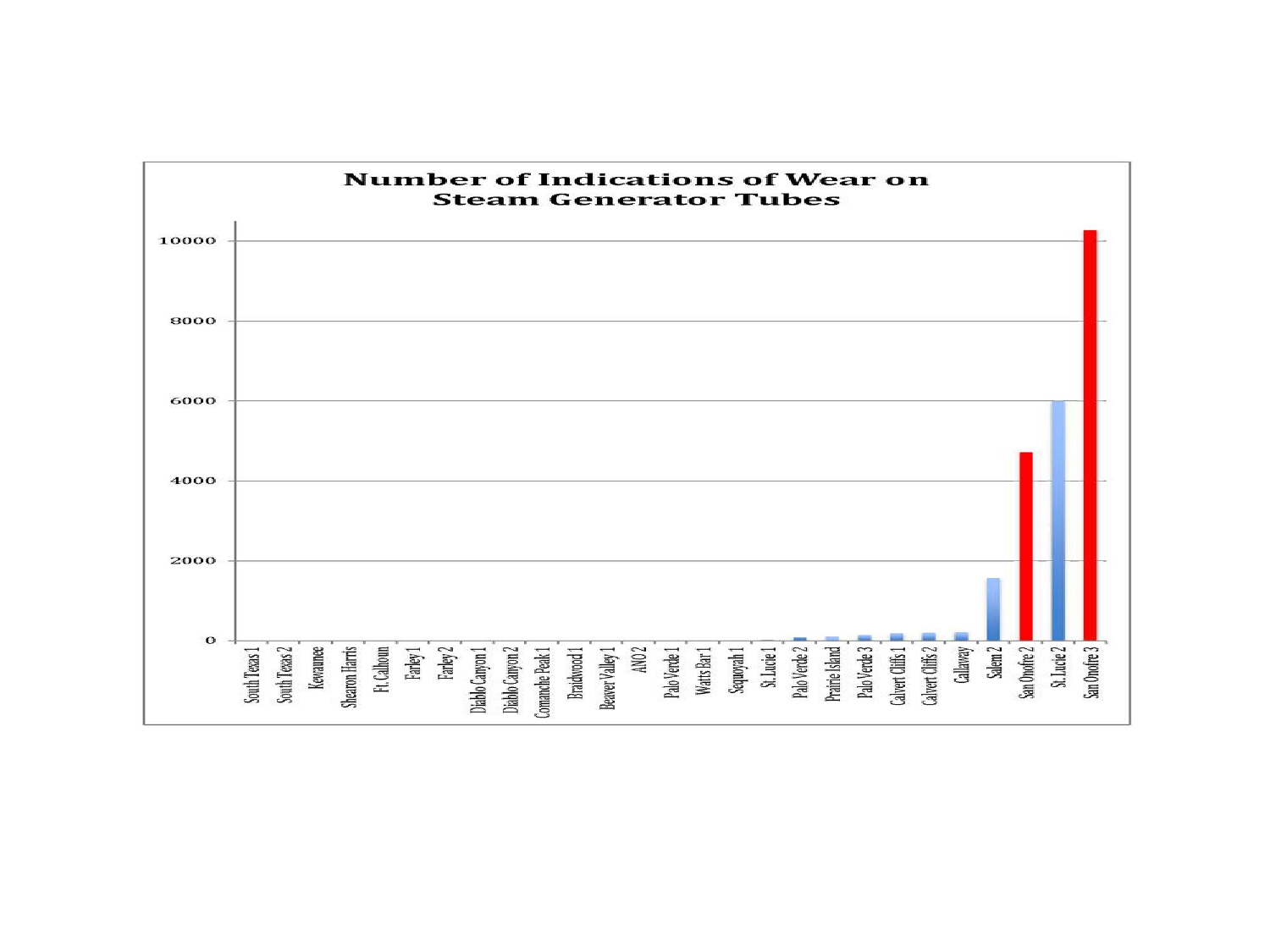**Number of Indications of Wear on Steam Generator Tubes**

| Plant | Approximate number of indications of wear |
| --- | --- |
| South Texas 1 | 0 |
| South Texas 2 | 0 |
| Kewaunee | 0 |
| Shearon Harris | 0 |
| Ft. Calhoun | 0 |
| Farley 1 | 0 |
| Farley 2 | 0 |
| Diablo Canyon 1 | 0 |
| Diablo Canyon 2 | 0 |
| Comanche Peak 1 | 0 |
| Braidwood 1 | 0 |
| Beaver Valley 1 | 0 |
| ANO 2 | 0 |
| Palo Verde 1 | 0 |
| Watts Bar 1 | 0 |
| Sequoyah 1 | 0 |
| St. Lucie 1 | ~10 |
| Palo Verde 2 | ~80 |
| Prairie Island | ~100 |
| Palo Verde 3 | ~140 |
| Calvert Cliffs 1 | ~180 |
| Calvert Cliffs 2 | ~190 |
| Callaway | ~210 |
| Salem 2 | ~1550 |
| San Onofre 2 | ~4700 |
| St. Lucie 2 | ~6000 |
| San Onofre 3 | ~10250 |

*Values are approximate, estimated from bar heights on a 0–10000 axis (gridlines at 0, 2000, 4000, 6000, 8000, 10000); San Onofre 2 and San Onofre 3 are highlighted in red.*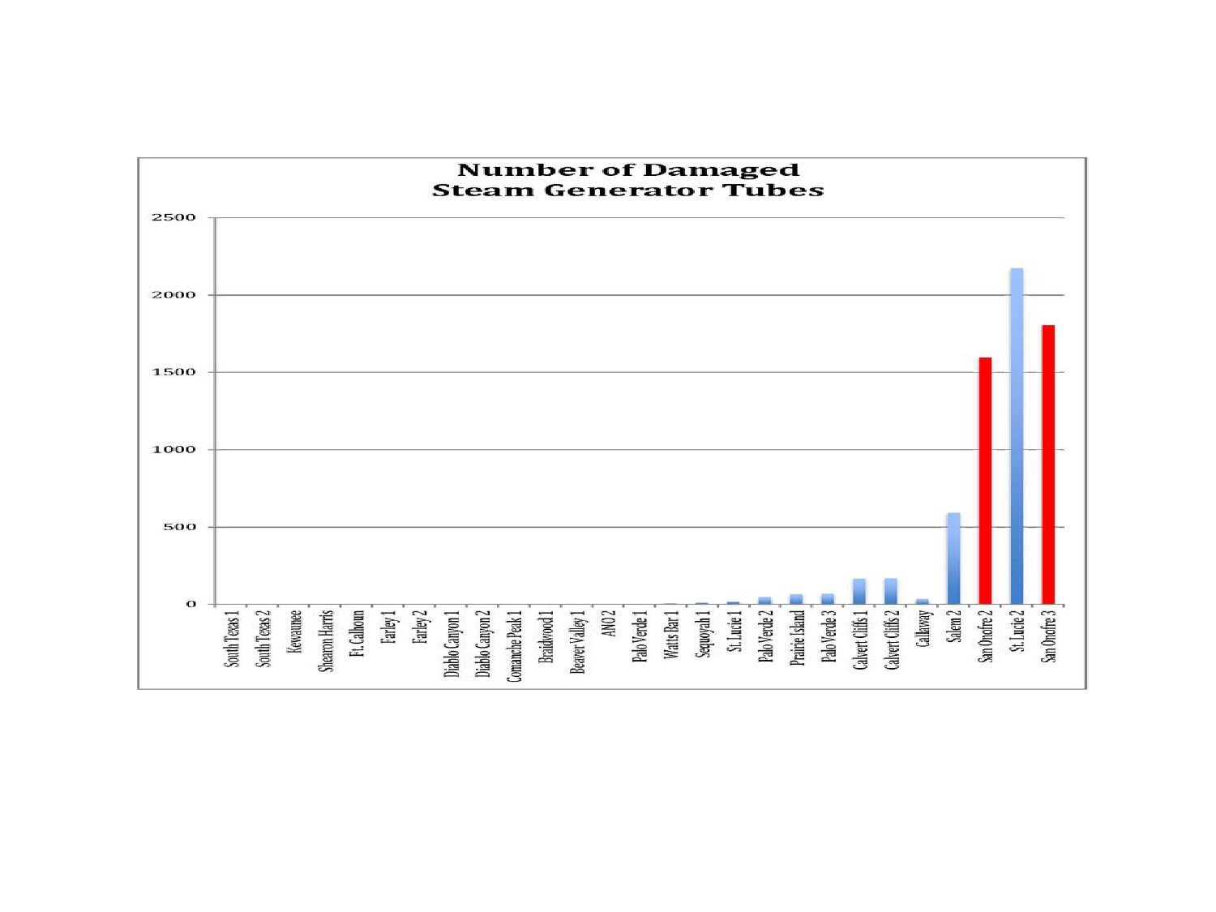**Number of Damaged Steam Generator Tubes**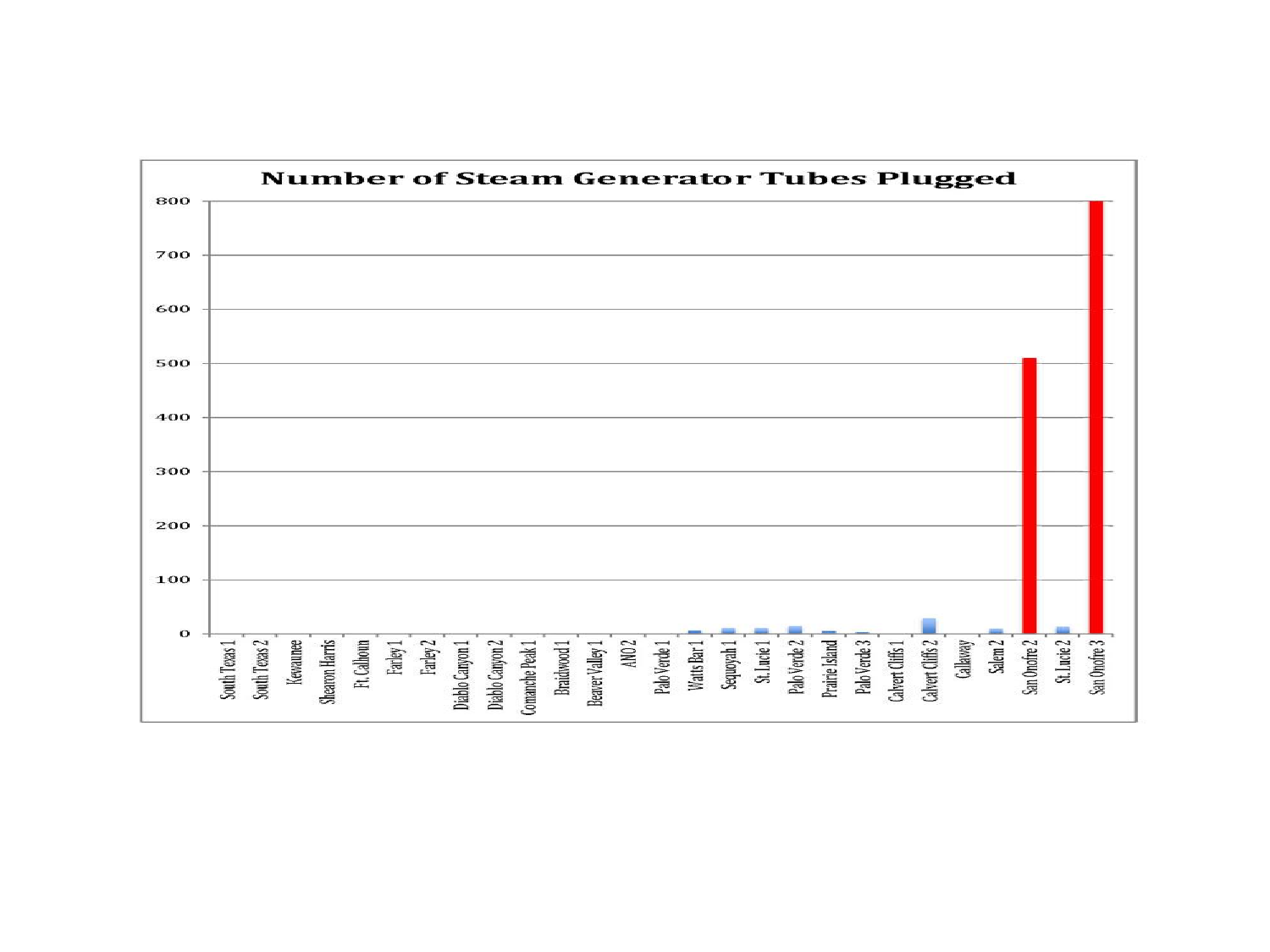**Number of Steam Generator Tubes Plugged**

800
700
600
500
400
300
200
100
0

South Texas 1, South Texas 2, Kewaunee, Shearon Harris, Ft. Calhoun, Farley 1, Farley 2, Diablo Canyon 1, Diablo Canyon 2, Comanche Peak 1, Braidwood 1, Beaver Valley 1, ANO 2, Palo Verde 1, Watts Bar 1, Sequoyah 1, St. Lucie 1, Palo Verde 2, Prairie Island, Palo Verde 3, Calvert Cliffs 1, Calvert Cliffs 2, Callaway, Salem 2, San Onofre 2, St. Lucie 2, San Onofre 3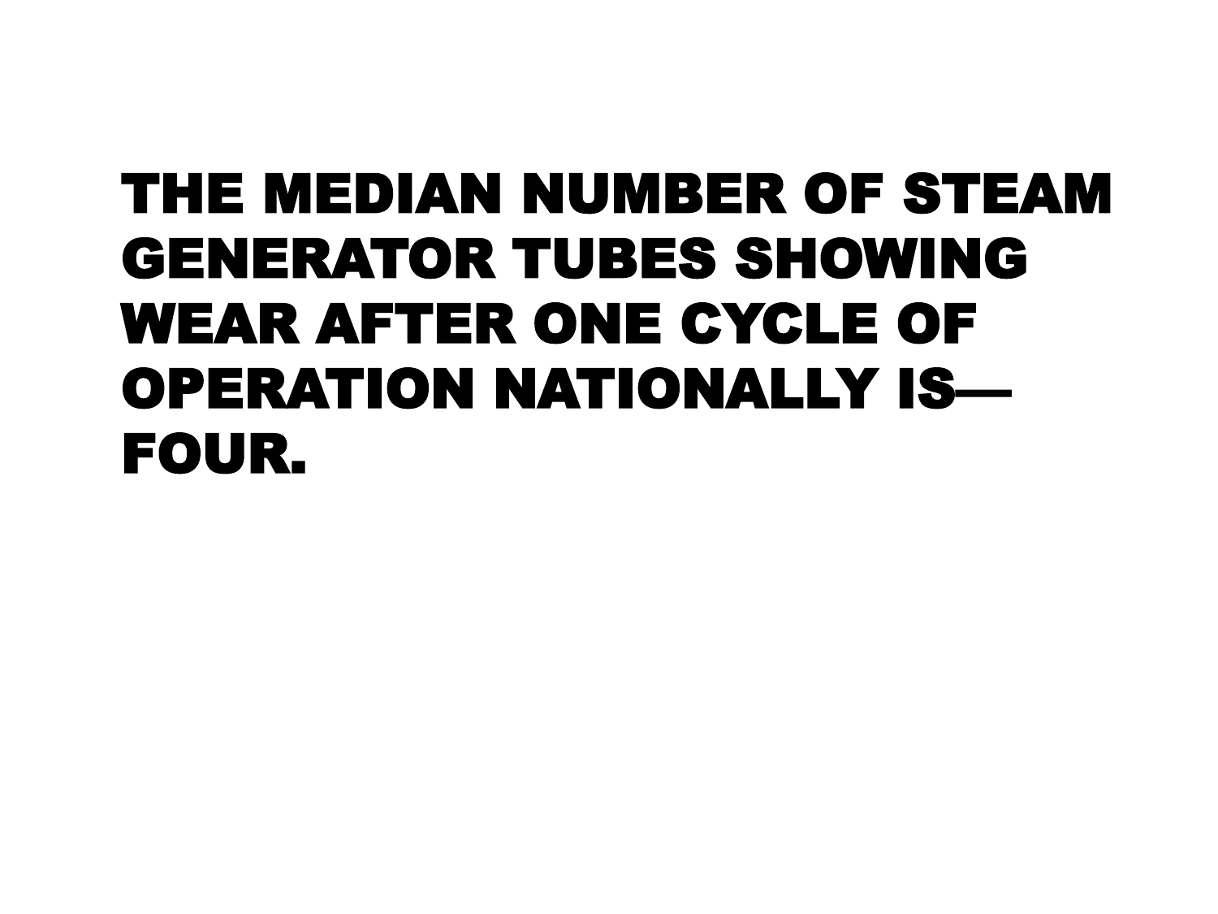**THE MEDIAN NUMBER OF STEAM GENERATOR TUBES SHOWING WEAR AFTER ONE CYCLE OF OPERATION NATIONALLY IS—FOUR.**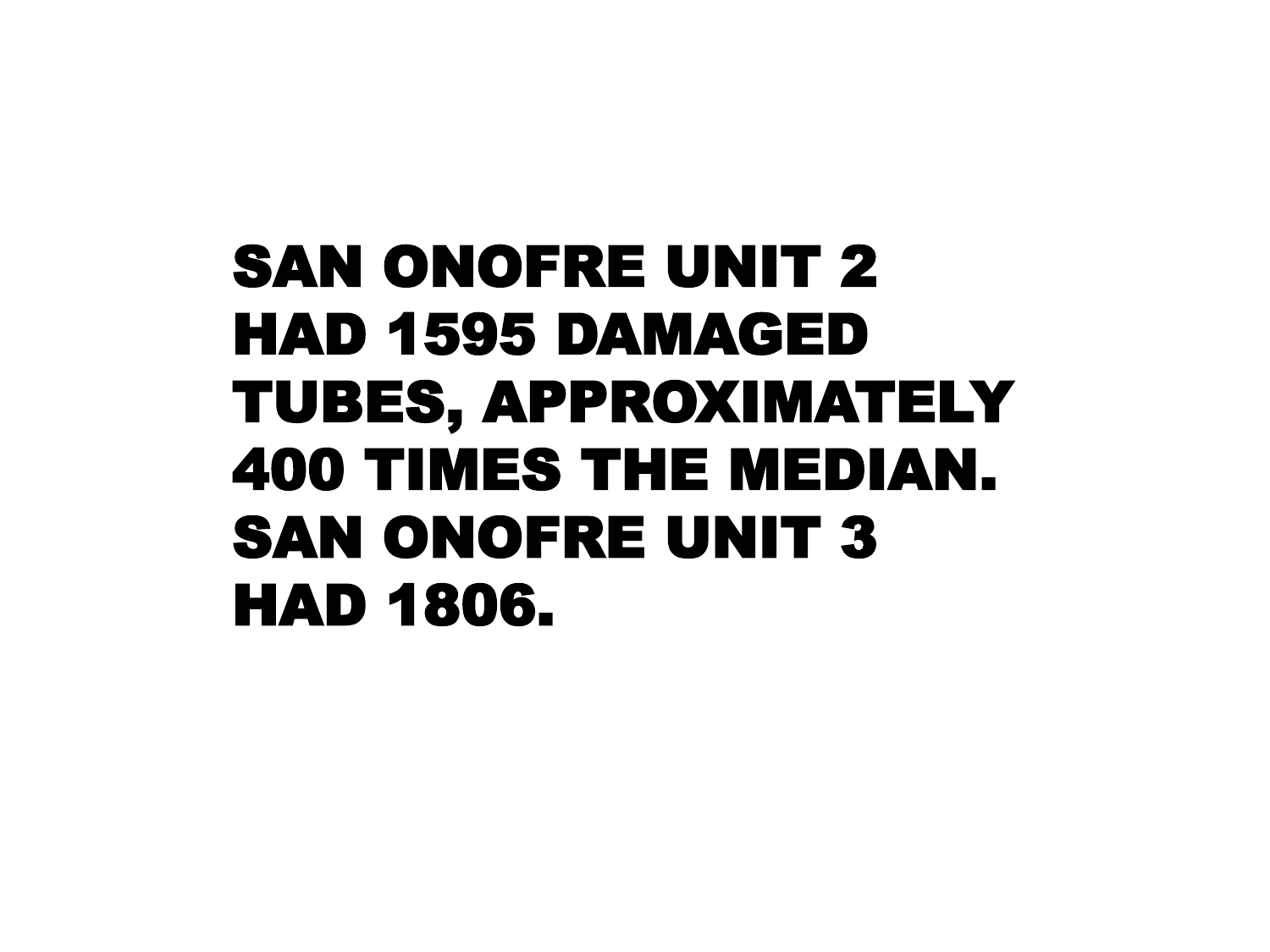**SAN ONOFRE UNIT 2 HAD 1595 DAMAGED TUBES, APPROXIMATELY 400 TIMES THE MEDIAN. SAN ONOFRE UNIT 3 HAD 1806.**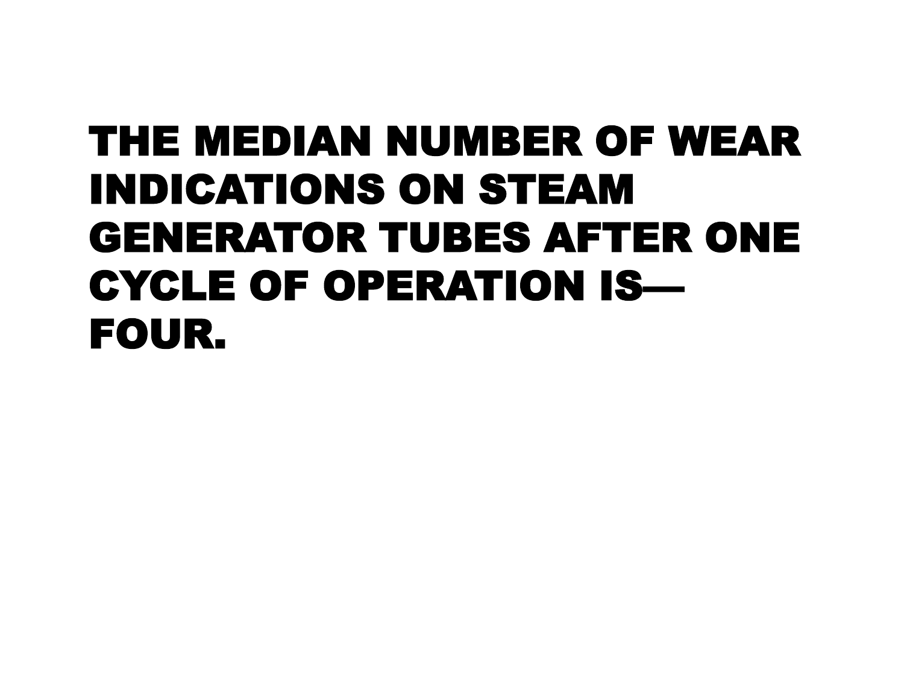**THE MEDIAN NUMBER OF WEAR INDICATIONS ON STEAM GENERATOR TUBES AFTER ONE CYCLE OF OPERATION IS— FOUR.**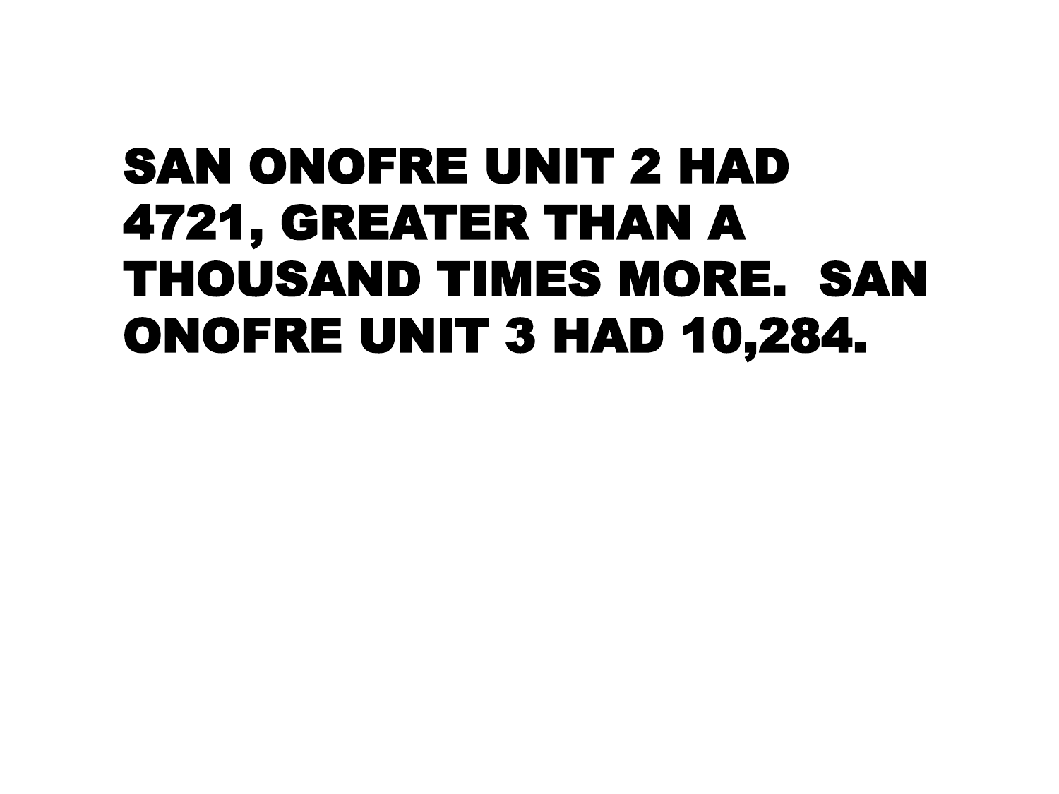**SAN ONOFRE UNIT 2 HAD 4721, GREATER THAN A THOUSAND TIMES MORE. SAN ONOFRE UNIT 3 HAD 10,284.**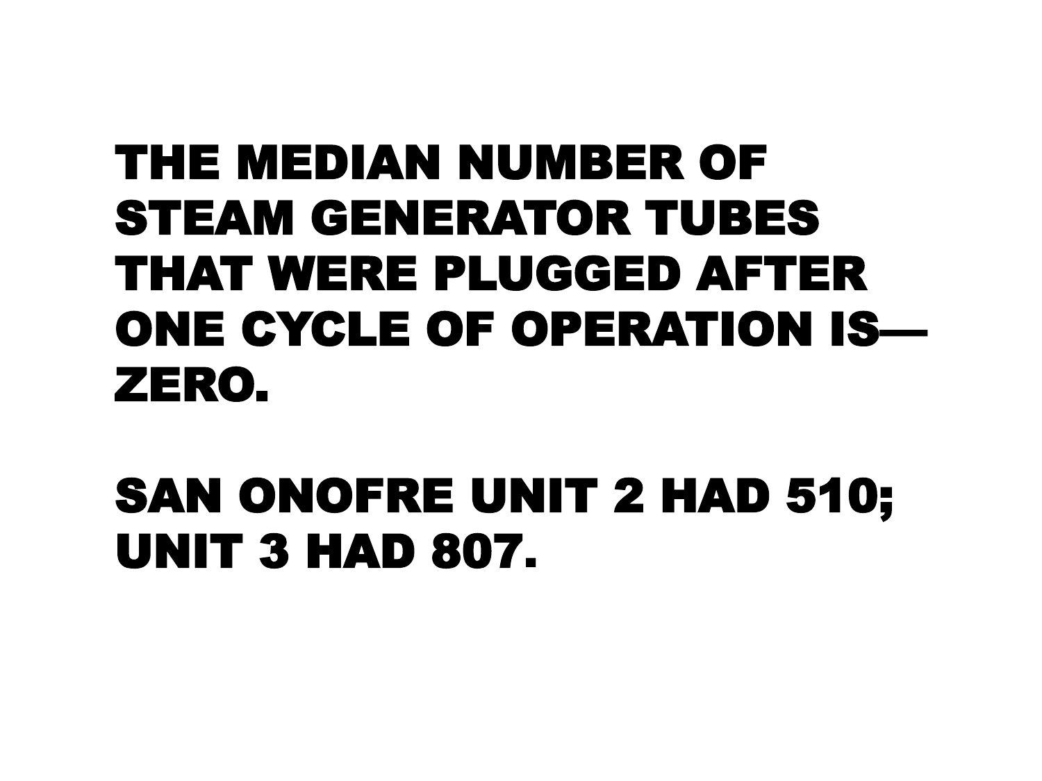**THE MEDIAN NUMBER OF STEAM GENERATOR TUBES THAT WERE PLUGGED AFTER ONE CYCLE OF OPERATION IS— ZERO.**

**SAN ONOFRE UNIT 2 HAD 510; UNIT 3 HAD 807.**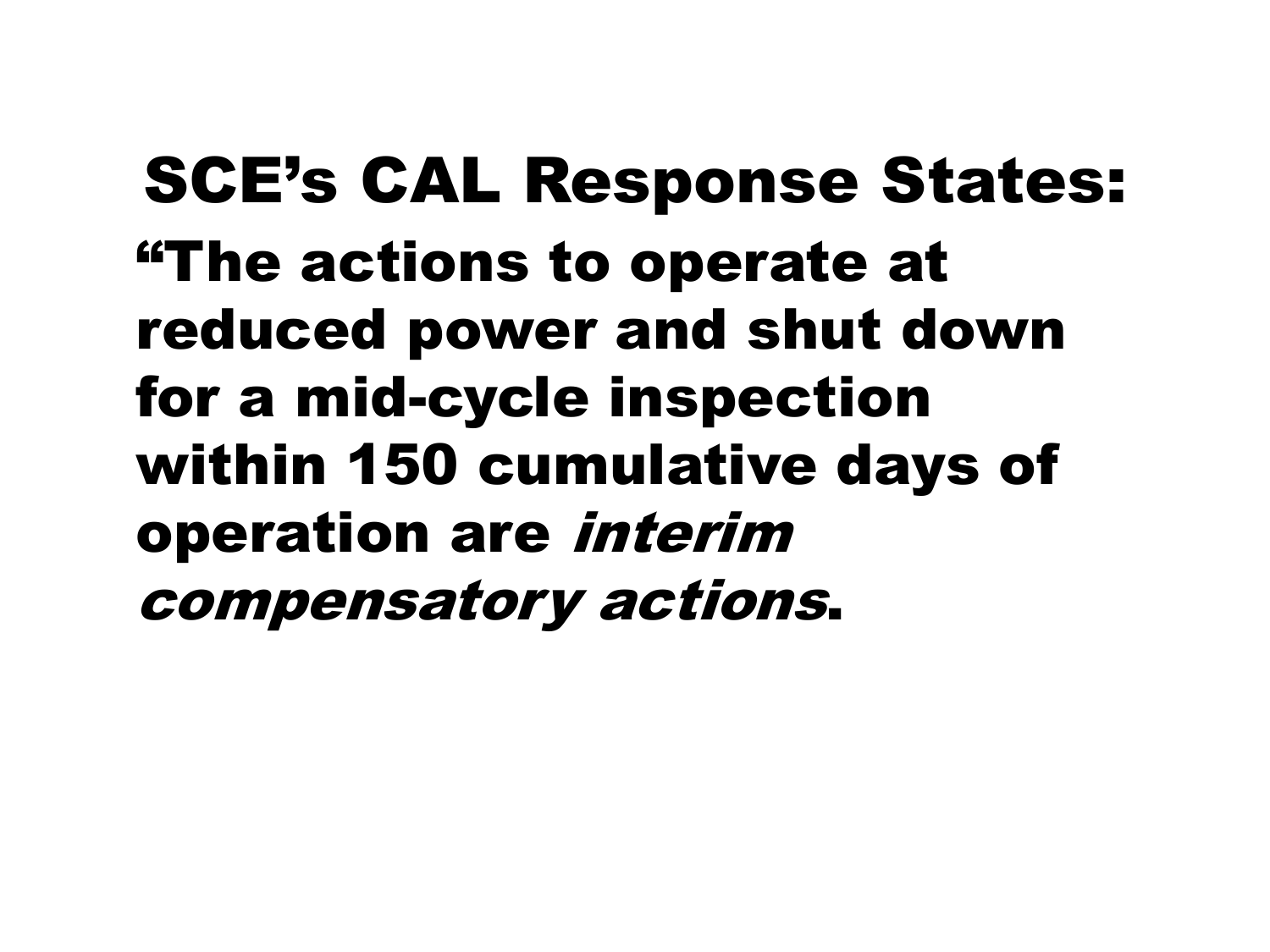# SCE's CAL Response States:

**"The actions to operate at reduced power and shut down for a mid-cycle inspection within 150 cumulative days of operation are *interim compensatory actions*.**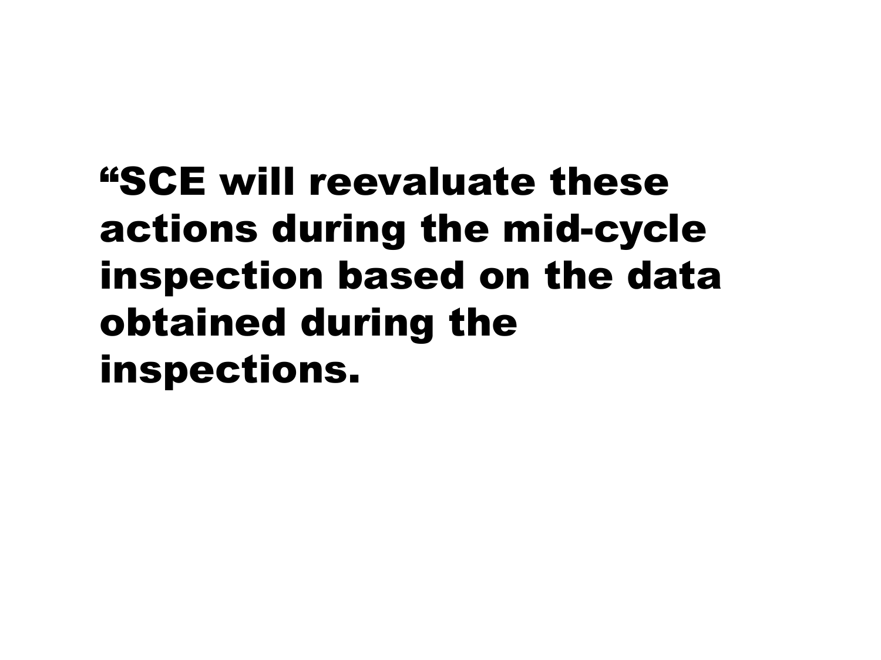**“SCE will reevaluate these actions during the mid-cycle inspection based on the data obtained during the inspections.**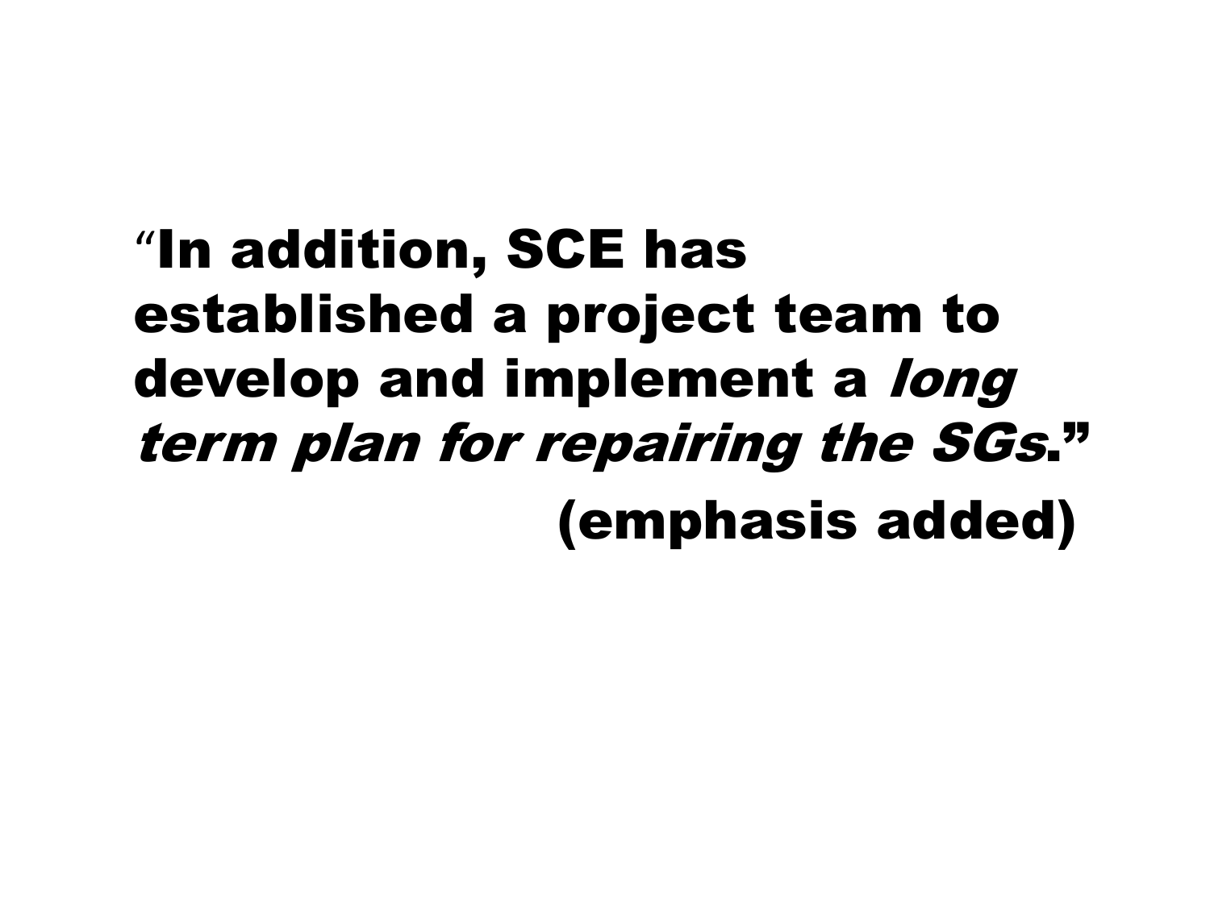**"In addition, SCE has established a project team to develop and implement a *long term plan for repairing the SGs*."**

**(emphasis added)**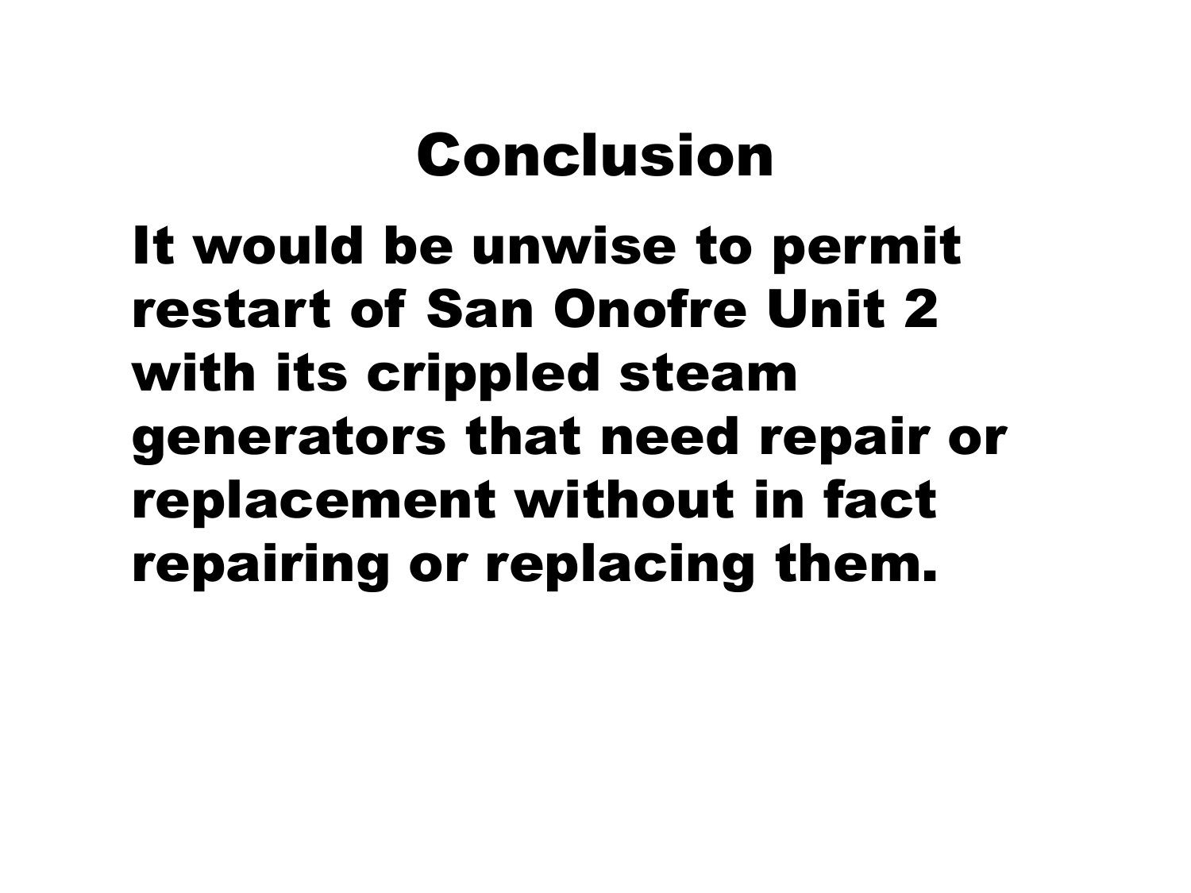# Conclusion

**It would be unwise to permit restart of San Onofre Unit 2 with its crippled steam generators that need repair or replacement without in fact repairing or replacing them.**